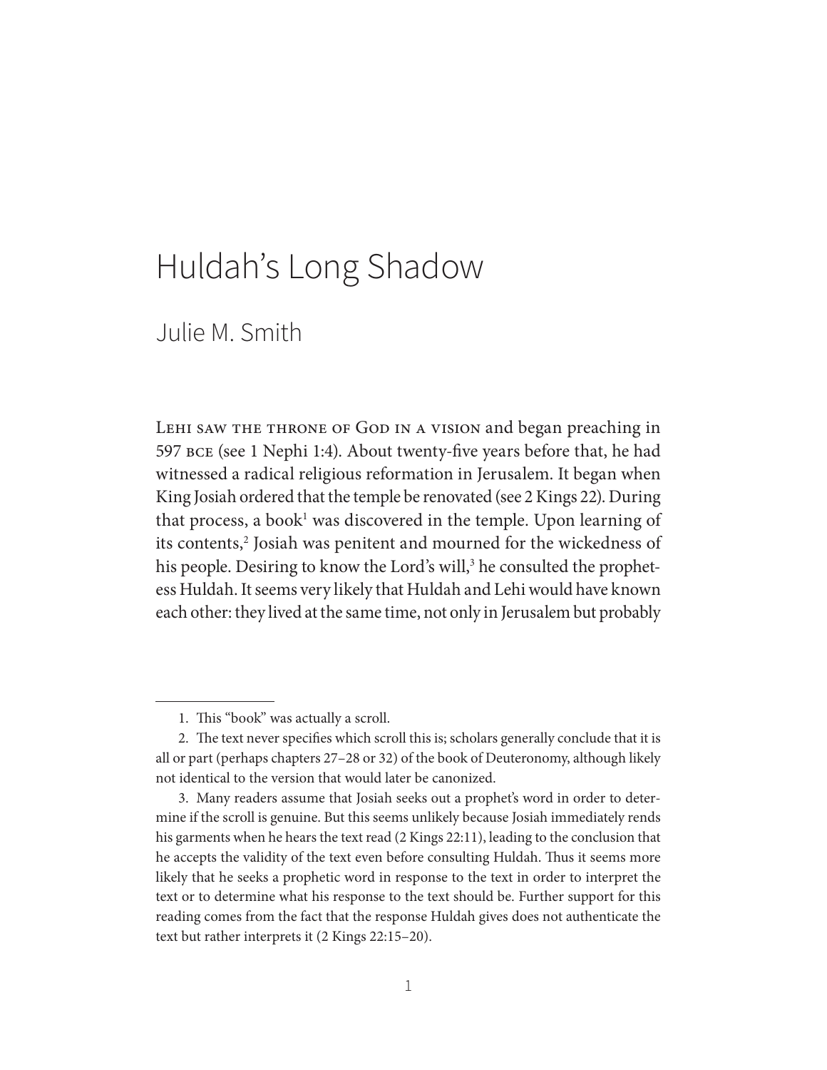# Huldah's Long Shadow

## Julie M. Smith

Lehi saw the throne of God in a vision and began preaching in 597 BCE (see 1 Nephi 1:4). About twenty-five years before that, he had witnessed a radical religious reformation in Jerusalem. It began when King Josiah ordered that the temple be renovated (see 2 Kings 22). During that process, a book[1] was discovered in the temple. Upon learning of its contents,[2] Josiah was penitent and mourned for the wickedness of his people. Desiring to know the Lord's will,[3] he consulted the prophetess Huldah. It seems very likely that Huldah and Lehi would have known each other: they lived at the same time, not only in Jerusalem but probably

---

1. This "book" was actually a scroll.

2. The text never specifies which scroll this is; scholars generally conclude that it is all or part (perhaps chapters 27–28 or 32) of the book of Deuteronomy, although likely not identical to the version that would later be canonized.

3. Many readers assume that Josiah seeks out a prophet's word in order to determine if the scroll is genuine. But this seems unlikely because Josiah immediately rends his garments when he hears the text read (2 Kings 22:11), leading to the conclusion that he accepts the validity of the text even before consulting Huldah. Thus it seems more likely that he seeks a prophetic word in response to the text in order to interpret the text or to determine what his response to the text should be. Further support for this reading comes from the fact that the response Huldah gives does not authenticate the text but rather interprets it (2 Kings 22:15–20).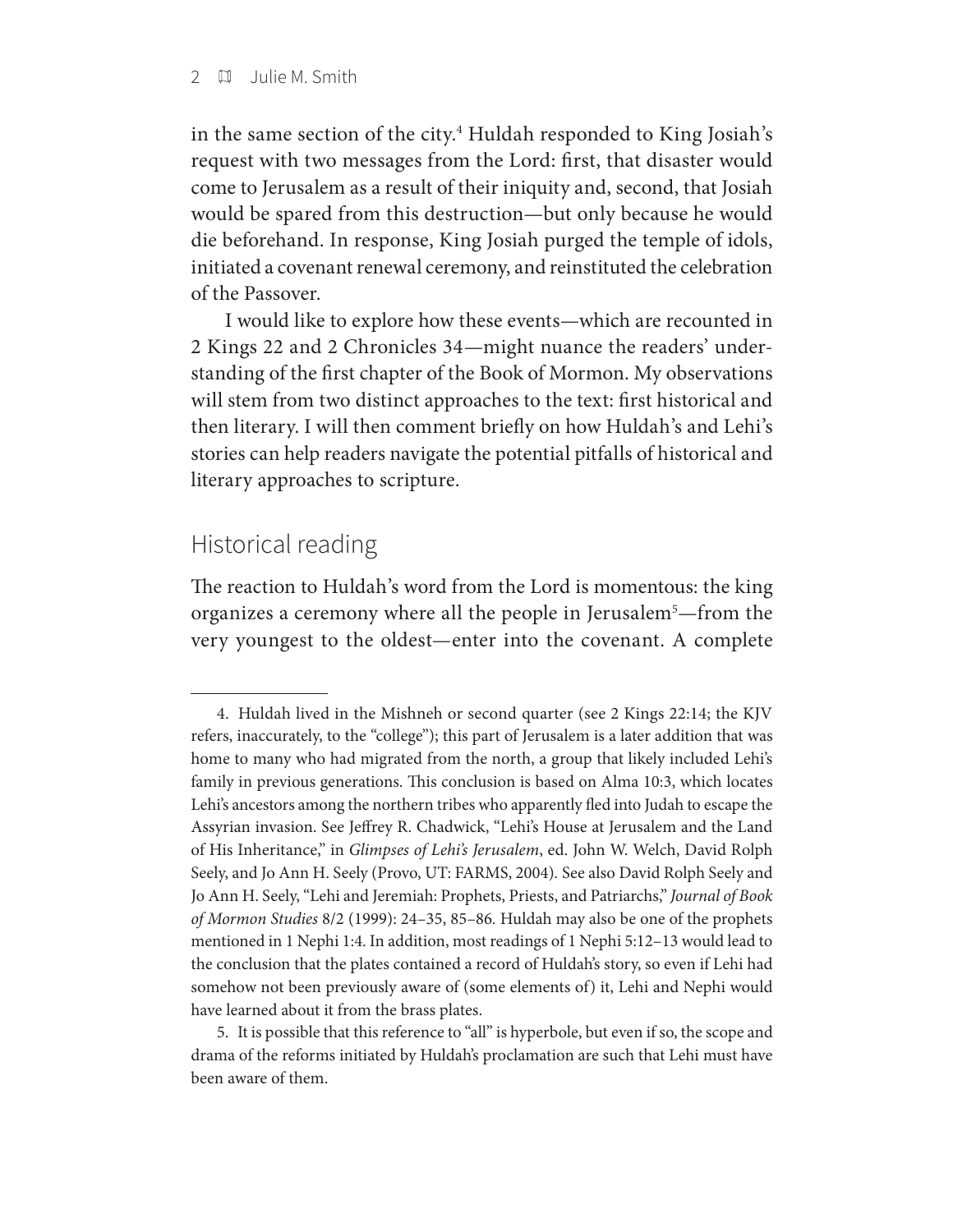in the same section of the city.[4] Huldah responded to King Josiah's request with two messages from the Lord: first, that disaster would come to Jerusalem as a result of their iniquity and, second, that Josiah would be spared from this destruction—but only because he would die beforehand. In response, King Josiah purged the temple of idols, initiated a covenant renewal ceremony, and reinstituted the celebration of the Passover.

I would like to explore how these events—which are recounted in 2 Kings 22 and 2 Chronicles 34—might nuance the readers' understanding of the first chapter of the Book of Mormon. My observations will stem from two distinct approaches to the text: first historical and then literary. I will then comment briefly on how Huldah's and Lehi's stories can help readers navigate the potential pitfalls of historical and literary approaches to scripture.

## Historical reading

The reaction to Huldah's word from the Lord is momentous: the king organizes a ceremony where all the people in Jerusalem[5]—from the very youngest to the oldest—enter into the covenant. A complete

---

4. Huldah lived in the Mishneh or second quarter (see 2 Kings 22:14; the KJV refers, inaccurately, to the "college"); this part of Jerusalem is a later addition that was home to many who had migrated from the north, a group that likely included Lehi's family in previous generations. This conclusion is based on Alma 10:3, which locates Lehi's ancestors among the northern tribes who apparently fled into Judah to escape the Assyrian invasion. See Jeffrey R. Chadwick, "Lehi's House at Jerusalem and the Land of His Inheritance," in *Glimpses of Lehi's Jerusalem*, ed. John W. Welch, David Rolph Seely, and Jo Ann H. Seely (Provo, UT: FARMS, 2004). See also David Rolph Seely and Jo Ann H. Seely, "Lehi and Jeremiah: Prophets, Priests, and Patriarchs," *Journal of Book of Mormon Studies* 8/2 (1999): 24–35, 85–86. Huldah may also be one of the prophets mentioned in 1 Nephi 1:4. In addition, most readings of 1 Nephi 5:12–13 would lead to the conclusion that the plates contained a record of Huldah's story, so even if Lehi had somehow not been previously aware of (some elements of) it, Lehi and Nephi would have learned about it from the brass plates.

5. It is possible that this reference to "all" is hyperbole, but even if so, the scope and drama of the reforms initiated by Huldah's proclamation are such that Lehi must have been aware of them.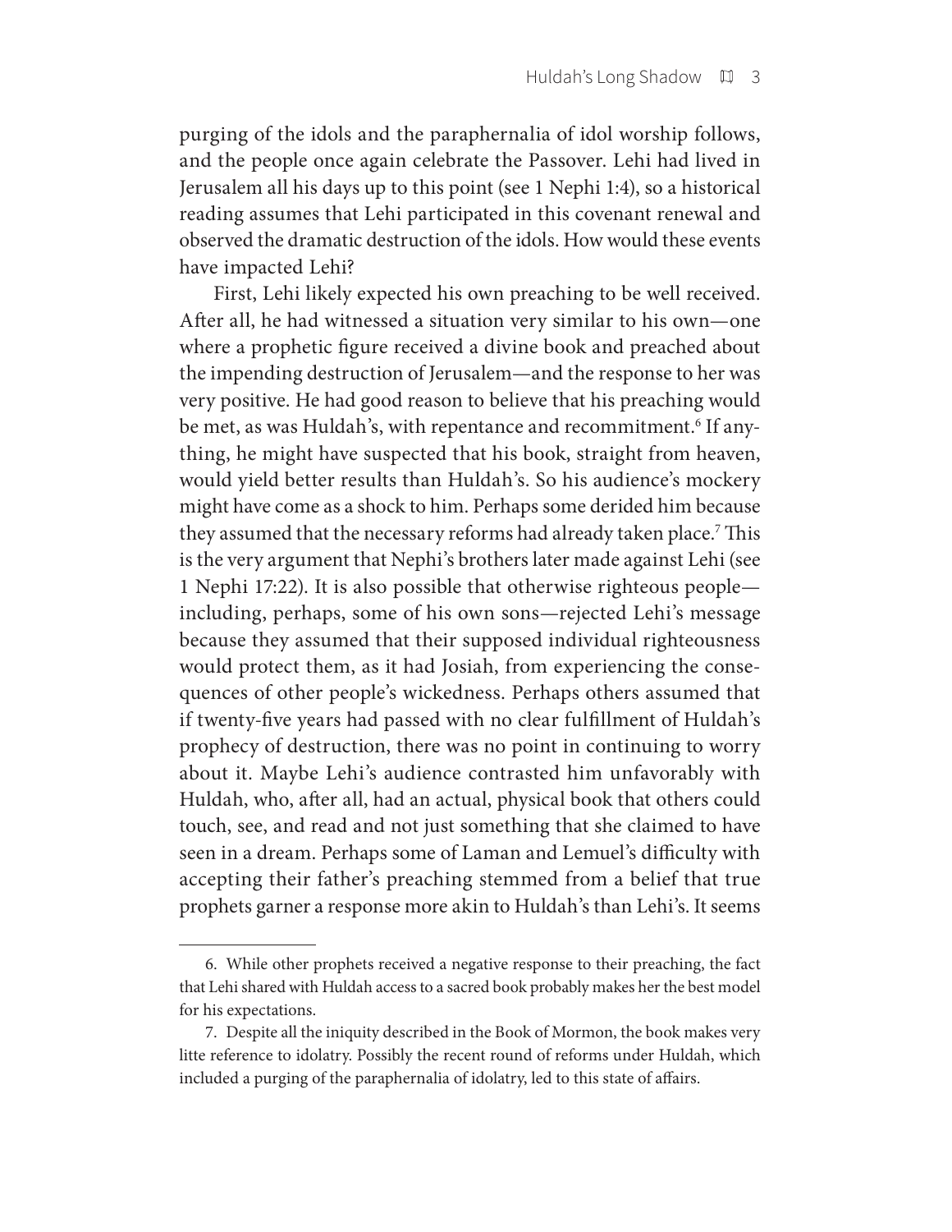purging of the idols and the paraphernalia of idol worship follows, and the people once again celebrate the Passover. Lehi had lived in Jerusalem all his days up to this point (see 1 Nephi 1:4), so a historical reading assumes that Lehi participated in this covenant renewal and observed the dramatic destruction of the idols. How would these events have impacted Lehi?

First, Lehi likely expected his own preaching to be well received. After all, he had witnessed a situation very similar to his own—one where a prophetic figure received a divine book and preached about the impending destruction of Jerusalem—and the response to her was very positive. He had good reason to believe that his preaching would be met, as was Huldah's, with repentance and recommitment.[6] If anything, he might have suspected that his book, straight from heaven, would yield better results than Huldah's. So his audience's mockery might have come as a shock to him. Perhaps some derided him because they assumed that the necessary reforms had already taken place.[7] This is the very argument that Nephi's brothers later made against Lehi (see 1 Nephi 17:22). It is also possible that otherwise righteous people—including, perhaps, some of his own sons—rejected Lehi's message because they assumed that their supposed individual righteousness would protect them, as it had Josiah, from experiencing the consequences of other people's wickedness. Perhaps others assumed that if twenty-five years had passed with no clear fulfillment of Huldah's prophecy of destruction, there was no point in continuing to worry about it. Maybe Lehi's audience contrasted him unfavorably with Huldah, who, after all, had an actual, physical book that others could touch, see, and read and not just something that she claimed to have seen in a dream. Perhaps some of Laman and Lemuel's difficulty with accepting their father's preaching stemmed from a belief that true prophets garner a response more akin to Huldah's than Lehi's. It seems

---

6. While other prophets received a negative response to their preaching, the fact that Lehi shared with Huldah access to a sacred book probably makes her the best model for his expectations.

7. Despite all the iniquity described in the Book of Mormon, the book makes very litte reference to idolatry. Possibly the recent round of reforms under Huldah, which included a purging of the paraphernalia of idolatry, led to this state of affairs.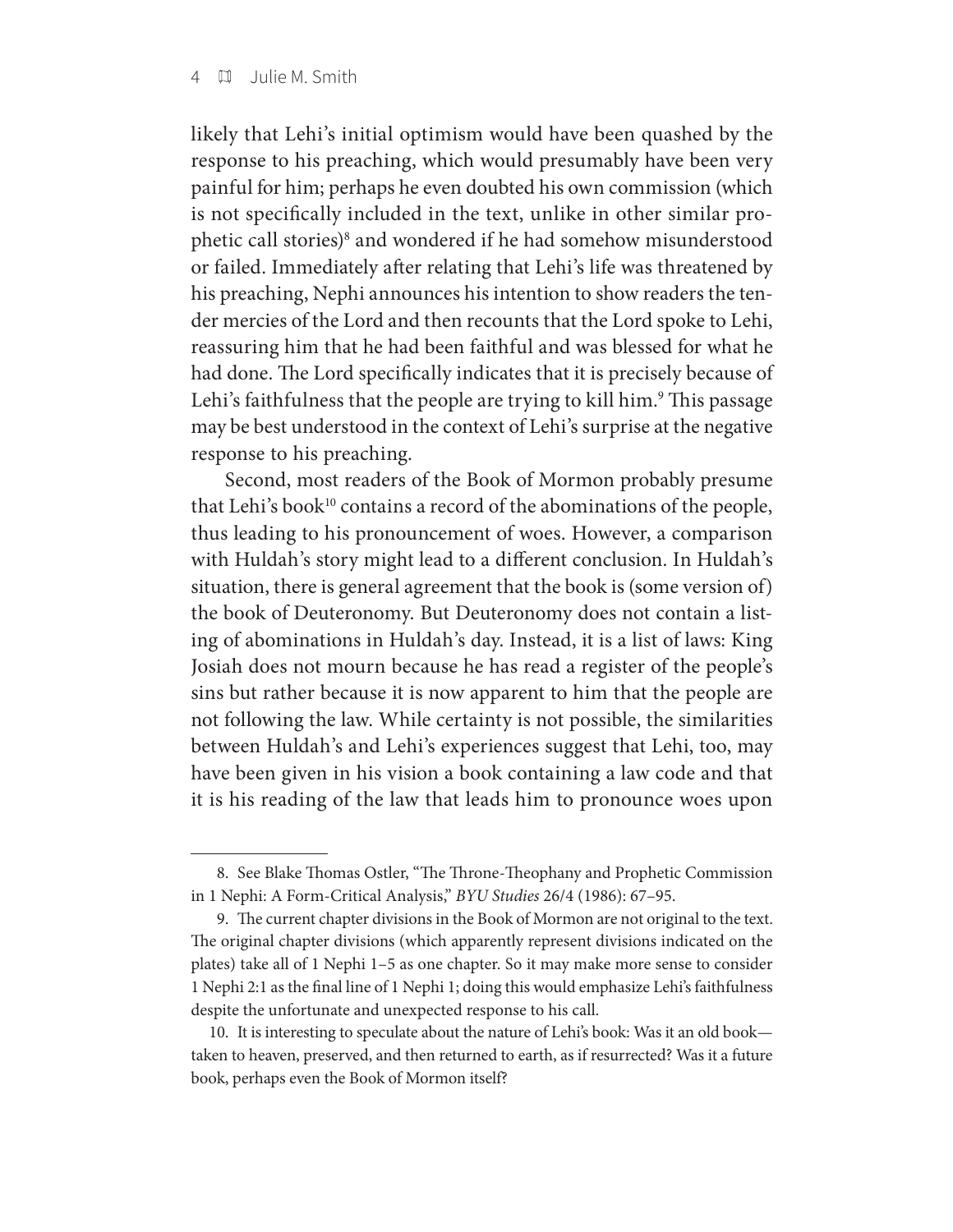likely that Lehi's initial optimism would have been quashed by the response to his preaching, which would presumably have been very painful for him; perhaps he even doubted his own commission (which is not specifically included in the text, unlike in other similar prophetic call stories)[8] and wondered if he had somehow misunderstood or failed. Immediately after relating that Lehi's life was threatened by his preaching, Nephi announces his intention to show readers the tender mercies of the Lord and then recounts that the Lord spoke to Lehi, reassuring him that he had been faithful and was blessed for what he had done. The Lord specifically indicates that it is precisely because of Lehi's faithfulness that the people are trying to kill him.[9] This passage may be best understood in the context of Lehi's surprise at the negative response to his preaching.

Second, most readers of the Book of Mormon probably presume that Lehi's book[10] contains a record of the abominations of the people, thus leading to his pronouncement of woes. However, a comparison with Huldah's story might lead to a different conclusion. In Huldah's situation, there is general agreement that the book is (some version of) the book of Deuteronomy. But Deuteronomy does not contain a listing of abominations in Huldah's day. Instead, it is a list of laws: King Josiah does not mourn because he has read a register of the people's sins but rather because it is now apparent to him that the people are not following the law. While certainty is not possible, the similarities between Huldah's and Lehi's experiences suggest that Lehi, too, may have been given in his vision a book containing a law code and that it is his reading of the law that leads him to pronounce woes upon

---

8. See Blake Thomas Ostler, "The Throne-Theophany and Prophetic Commission in 1 Nephi: A Form-Critical Analysis," *BYU Studies* 26/4 (1986): 67–95.

9. The current chapter divisions in the Book of Mormon are not original to the text. The original chapter divisions (which apparently represent divisions indicated on the plates) take all of 1 Nephi 1–5 as one chapter. So it may make more sense to consider 1 Nephi 2:1 as the final line of 1 Nephi 1; doing this would emphasize Lehi's faithfulness despite the unfortunate and unexpected response to his call.

10. It is interesting to speculate about the nature of Lehi's book: Was it an old book—taken to heaven, preserved, and then returned to earth, as if resurrected? Was it a future book, perhaps even the Book of Mormon itself?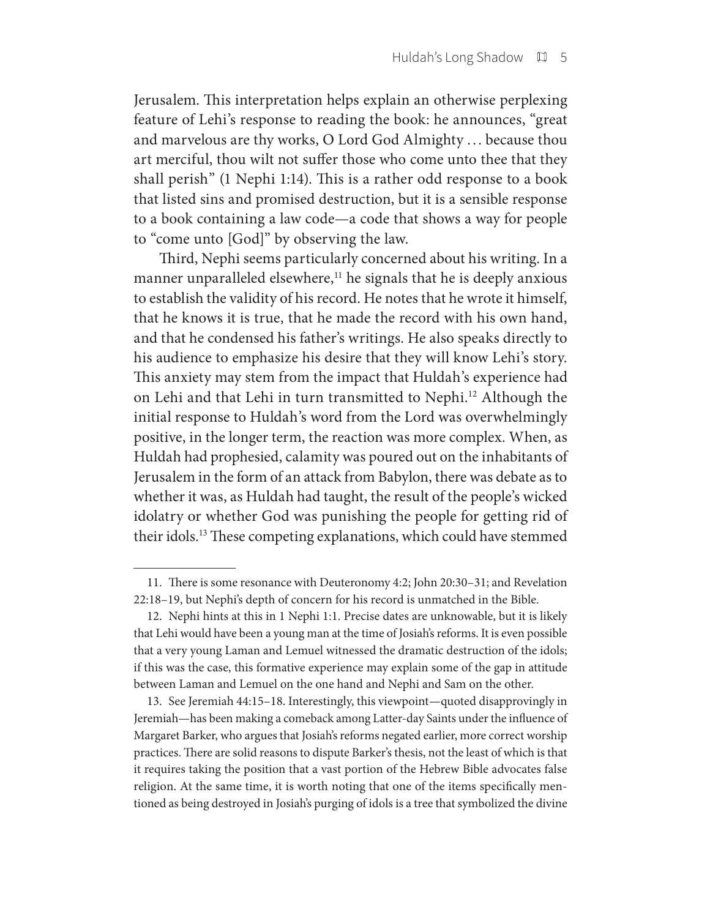Jerusalem. This interpretation helps explain an otherwise perplexing feature of Lehi's response to reading the book: he announces, "great and marvelous are thy works, O Lord God Almighty . . . because thou art merciful, thou wilt not suffer those who come unto thee that they shall perish" (1 Nephi 1:14). This is a rather odd response to a book that listed sins and promised destruction, but it is a sensible response to a book containing a law code—a code that shows a way for people to "come unto [God]" by observing the law.

Third, Nephi seems particularly concerned about his writing. In a manner unparalleled elsewhere,[11] he signals that he is deeply anxious to establish the validity of his record. He notes that he wrote it himself, that he knows it is true, that he made the record with his own hand, and that he condensed his father's writings. He also speaks directly to his audience to emphasize his desire that they will know Lehi's story. This anxiety may stem from the impact that Huldah's experience had on Lehi and that Lehi in turn transmitted to Nephi.[12] Although the initial response to Huldah's word from the Lord was overwhelmingly positive, in the longer term, the reaction was more complex. When, as Huldah had prophesied, calamity was poured out on the inhabitants of Jerusalem in the form of an attack from Babylon, there was debate as to whether it was, as Huldah had taught, the result of the people's wicked idolatry or whether God was punishing the people for getting rid of their idols.[13] These competing explanations, which could have stemmed

---

11. There is some resonance with Deuteronomy 4:2; John 20:30–31; and Revelation 22:18–19, but Nephi's depth of concern for his record is unmatched in the Bible.

12. Nephi hints at this in 1 Nephi 1:1. Precise dates are unknowable, but it is likely that Lehi would have been a young man at the time of Josiah's reforms. It is even possible that a very young Laman and Lemuel witnessed the dramatic destruction of the idols; if this was the case, this formative experience may explain some of the gap in attitude between Laman and Lemuel on the one hand and Nephi and Sam on the other.

13. See Jeremiah 44:15–18. Interestingly, this viewpoint—quoted disapprovingly in Jeremiah—has been making a comeback among Latter-day Saints under the influence of Margaret Barker, who argues that Josiah's reforms negated earlier, more correct worship practices. There are solid reasons to dispute Barker's thesis, not the least of which is that it requires taking the position that a vast portion of the Hebrew Bible advocates false religion. At the same time, it is worth noting that one of the items specifically mentioned as being destroyed in Josiah's purging of idols is a tree that symbolized the divine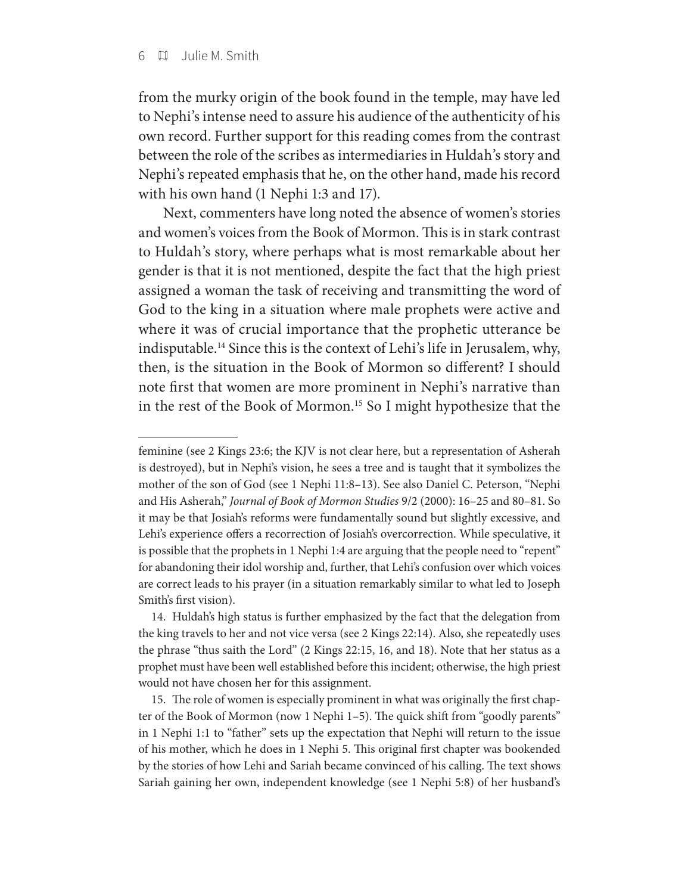from the murky origin of the book found in the temple, may have led to Nephi's intense need to assure his audience of the authenticity of his own record. Further support for this reading comes from the contrast between the role of the scribes as intermediaries in Huldah's story and Nephi's repeated emphasis that he, on the other hand, made his record with his own hand (1 Nephi 1:3 and 17).

Next, commenters have long noted the absence of women's stories and women's voices from the Book of Mormon. This is in stark contrast to Huldah's story, where perhaps what is most remarkable about her gender is that it is not mentioned, despite the fact that the high priest assigned a woman the task of receiving and transmitting the word of God to the king in a situation where male prophets were active and where it was of crucial importance that the prophetic utterance be indisputable.[14] Since this is the context of Lehi's life in Jerusalem, why, then, is the situation in the Book of Mormon so different? I should note first that women are more prominent in Nephi's narrative than in the rest of the Book of Mormon.[15] So I might hypothesize that the

---

feminine (see 2 Kings 23:6; the KJV is not clear here, but a representation of Asherah is destroyed), but in Nephi's vision, he sees a tree and is taught that it symbolizes the mother of the son of God (see 1 Nephi 11:8–13). See also Daniel C. Peterson, "Nephi and His Asherah," *Journal of Book of Mormon Studies* 9/2 (2000): 16–25 and 80–81. So it may be that Josiah's reforms were fundamentally sound but slightly excessive, and Lehi's experience offers a recorrection of Josiah's overcorrection. While speculative, it is possible that the prophets in 1 Nephi 1:4 are arguing that the people need to "repent" for abandoning their idol worship and, further, that Lehi's confusion over which voices are correct leads to his prayer (in a situation remarkably similar to what led to Joseph Smith's first vision).

14. Huldah's high status is further emphasized by the fact that the delegation from the king travels to her and not vice versa (see 2 Kings 22:14). Also, she repeatedly uses the phrase "thus saith the Lord" (2 Kings 22:15, 16, and 18). Note that her status as a prophet must have been well established before this incident; otherwise, the high priest would not have chosen her for this assignment.

15. The role of women is especially prominent in what was originally the first chapter of the Book of Mormon (now 1 Nephi 1–5). The quick shift from "goodly parents" in 1 Nephi 1:1 to "father" sets up the expectation that Nephi will return to the issue of his mother, which he does in 1 Nephi 5. This original first chapter was bookended by the stories of how Lehi and Sariah became convinced of his calling. The text shows Sariah gaining her own, independent knowledge (see 1 Nephi 5:8) of her husband's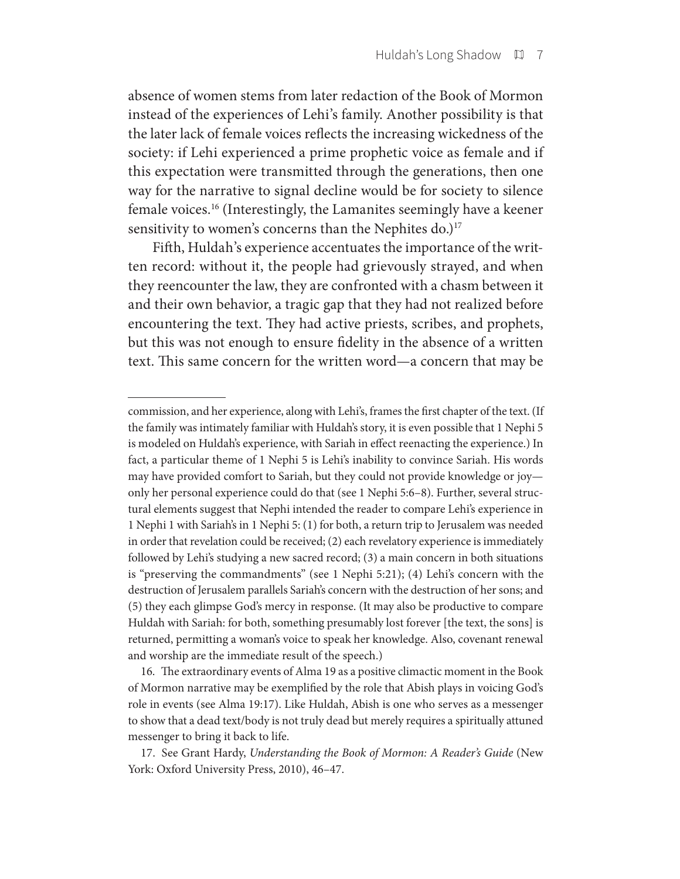absence of women stems from later redaction of the Book of Mormon instead of the experiences of Lehi's family. Another possibility is that the later lack of female voices reflects the increasing wickedness of the society: if Lehi experienced a prime prophetic voice as female and if this expectation were transmitted through the generations, then one way for the narrative to signal decline would be for society to silence female voices.[16] (Interestingly, the Lamanites seemingly have a keener sensitivity to women's concerns than the Nephites do.)[17]

Fifth, Huldah's experience accentuates the importance of the written record: without it, the people had grievously strayed, and when they reencounter the law, they are confronted with a chasm between it and their own behavior, a tragic gap that they had not realized before encountering the text. They had active priests, scribes, and prophets, but this was not enough to ensure fidelity in the absence of a written text. This same concern for the written word—a concern that may be

---

commission, and her experience, along with Lehi's, frames the first chapter of the text. (If the family was intimately familiar with Huldah's story, it is even possible that 1 Nephi 5 is modeled on Huldah's experience, with Sariah in effect reenacting the experience.) In fact, a particular theme of 1 Nephi 5 is Lehi's inability to convince Sariah. His words may have provided comfort to Sariah, but they could not provide knowledge or joy—only her personal experience could do that (see 1 Nephi 5:6–8). Further, several structural elements suggest that Nephi intended the reader to compare Lehi's experience in 1 Nephi 1 with Sariah's in 1 Nephi 5: (1) for both, a return trip to Jerusalem was needed in order that revelation could be received; (2) each revelatory experience is immediately followed by Lehi's studying a new sacred record; (3) a main concern in both situations is "preserving the commandments" (see 1 Nephi 5:21); (4) Lehi's concern with the destruction of Jerusalem parallels Sariah's concern with the destruction of her sons; and (5) they each glimpse God's mercy in response. (It may also be productive to compare Huldah with Sariah: for both, something presumably lost forever [the text, the sons] is returned, permitting a woman's voice to speak her knowledge. Also, covenant renewal and worship are the immediate result of the speech.)

16. The extraordinary events of Alma 19 as a positive climactic moment in the Book of Mormon narrative may be exemplified by the role that Abish plays in voicing God's role in events (see Alma 19:17). Like Huldah, Abish is one who serves as a messenger to show that a dead text/body is not truly dead but merely requires a spiritually attuned messenger to bring it back to life.

17. See Grant Hardy, *Understanding the Book of Mormon: A Reader's Guide* (New York: Oxford University Press, 2010), 46–47.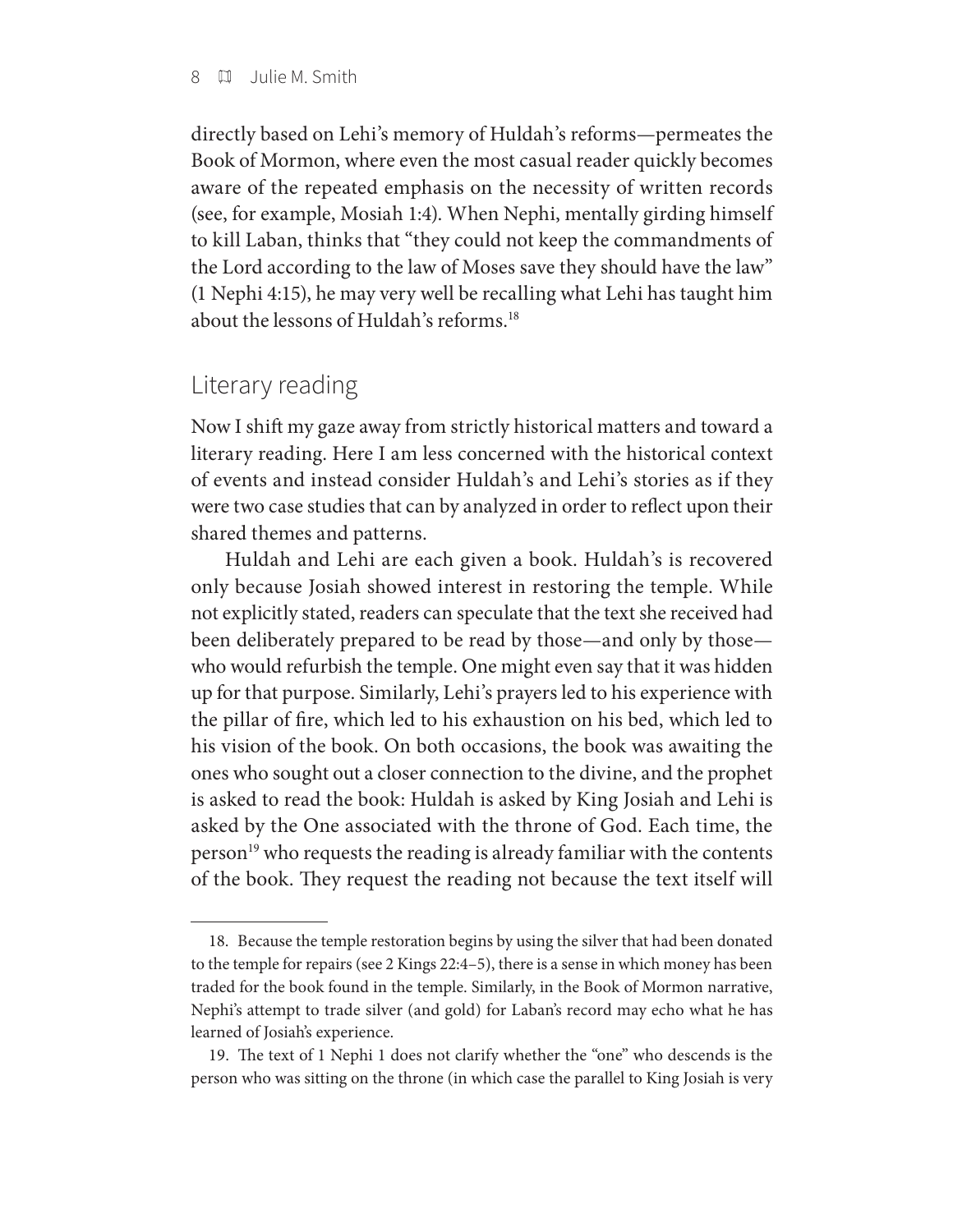directly based on Lehi's memory of Huldah's reforms—permeates the Book of Mormon, where even the most casual reader quickly becomes aware of the repeated emphasis on the necessity of written records (see, for example, Mosiah 1:4). When Nephi, mentally girding himself to kill Laban, thinks that "they could not keep the commandments of the Lord according to the law of Moses save they should have the law" (1 Nephi 4:15), he may very well be recalling what Lehi has taught him about the lessons of Huldah's reforms.[18]

## Literary reading

Now I shift my gaze away from strictly historical matters and toward a literary reading. Here I am less concerned with the historical context of events and instead consider Huldah's and Lehi's stories as if they were two case studies that can by analyzed in order to reflect upon their shared themes and patterns.

Huldah and Lehi are each given a book. Huldah's is recovered only because Josiah showed interest in restoring the temple. While not explicitly stated, readers can speculate that the text she received had been deliberately prepared to be read by those—and only by those—who would refurbish the temple. One might even say that it was hidden up for that purpose. Similarly, Lehi's prayers led to his experience with the pillar of fire, which led to his exhaustion on his bed, which led to his vision of the book. On both occasions, the book was awaiting the ones who sought out a closer connection to the divine, and the prophet is asked to read the book: Huldah is asked by King Josiah and Lehi is asked by the One associated with the throne of God. Each time, the person[19] who requests the reading is already familiar with the contents of the book. They request the reading not because the text itself will

---

18. Because the temple restoration begins by using the silver that had been donated to the temple for repairs (see 2 Kings 22:4–5), there is a sense in which money has been traded for the book found in the temple. Similarly, in the Book of Mormon narrative, Nephi's attempt to trade silver (and gold) for Laban's record may echo what he has learned of Josiah's experience.

19. The text of 1 Nephi 1 does not clarify whether the "one" who descends is the person who was sitting on the throne (in which case the parallel to King Josiah is very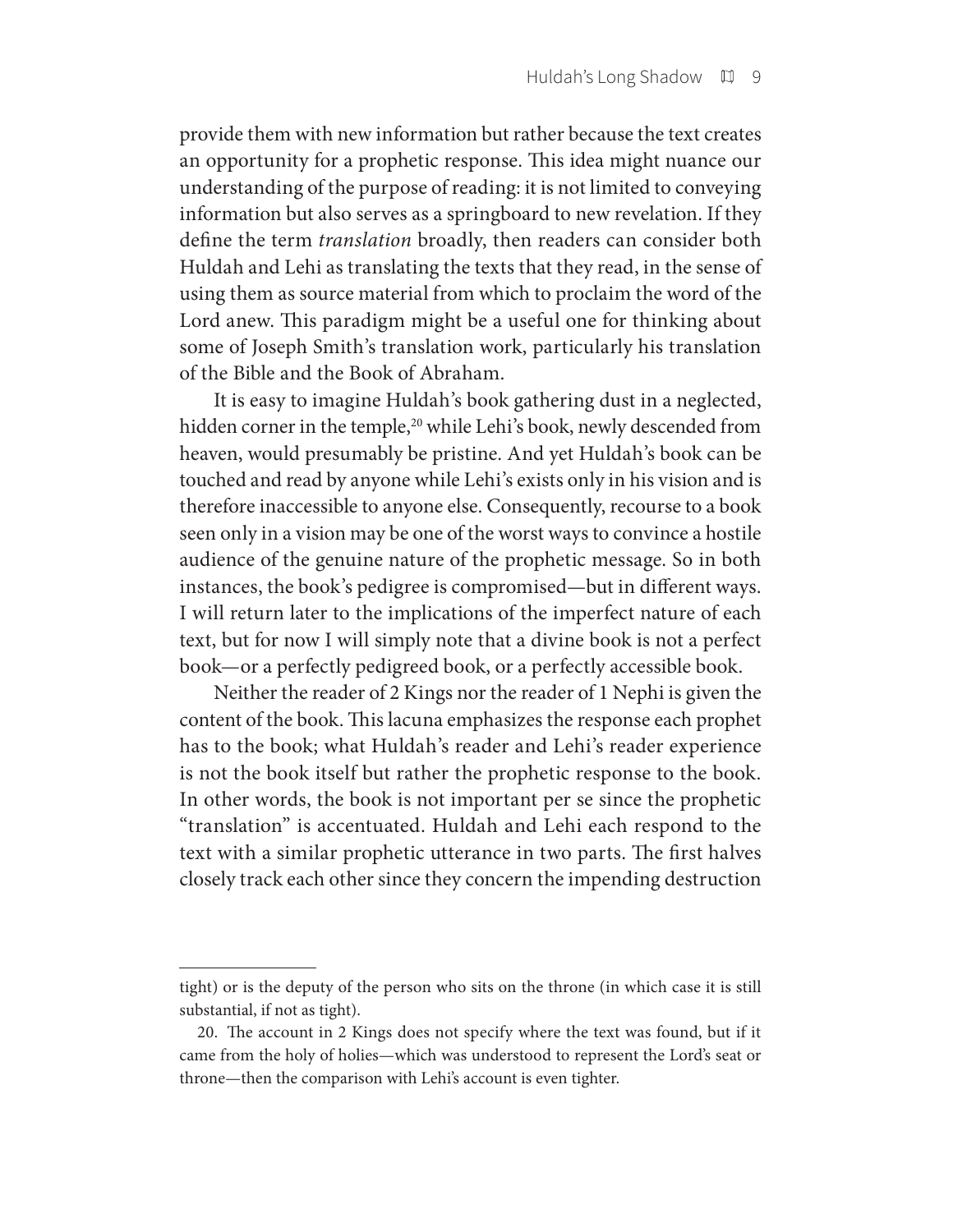provide them with new information but rather because the text creates an opportunity for a prophetic response. This idea might nuance our understanding of the purpose of reading: it is not limited to conveying information but also serves as a springboard to new revelation. If they define the term *translation* broadly, then readers can consider both Huldah and Lehi as translating the texts that they read, in the sense of using them as source material from which to proclaim the word of the Lord anew. This paradigm might be a useful one for thinking about some of Joseph Smith's translation work, particularly his translation of the Bible and the Book of Abraham.

It is easy to imagine Huldah's book gathering dust in a neglected, hidden corner in the temple,[20] while Lehi's book, newly descended from heaven, would presumably be pristine. And yet Huldah's book can be touched and read by anyone while Lehi's exists only in his vision and is therefore inaccessible to anyone else. Consequently, recourse to a book seen only in a vision may be one of the worst ways to convince a hostile audience of the genuine nature of the prophetic message. So in both instances, the book's pedigree is compromised—but in different ways. I will return later to the implications of the imperfect nature of each text, but for now I will simply note that a divine book is not a perfect book—or a perfectly pedigreed book, or a perfectly accessible book.

Neither the reader of 2 Kings nor the reader of 1 Nephi is given the content of the book. This lacuna emphasizes the response each prophet has to the book; what Huldah's reader and Lehi's reader experience is not the book itself but rather the prophetic response to the book. In other words, the book is not important per se since the prophetic "translation" is accentuated. Huldah and Lehi each respond to the text with a similar prophetic utterance in two parts. The first halves closely track each other since they concern the impending destruction

---

tight) or is the deputy of the person who sits on the throne (in which case it is still substantial, if not as tight).

20. The account in 2 Kings does not specify where the text was found, but if it came from the holy of holies—which was understood to represent the Lord's seat or throne—then the comparison with Lehi's account is even tighter.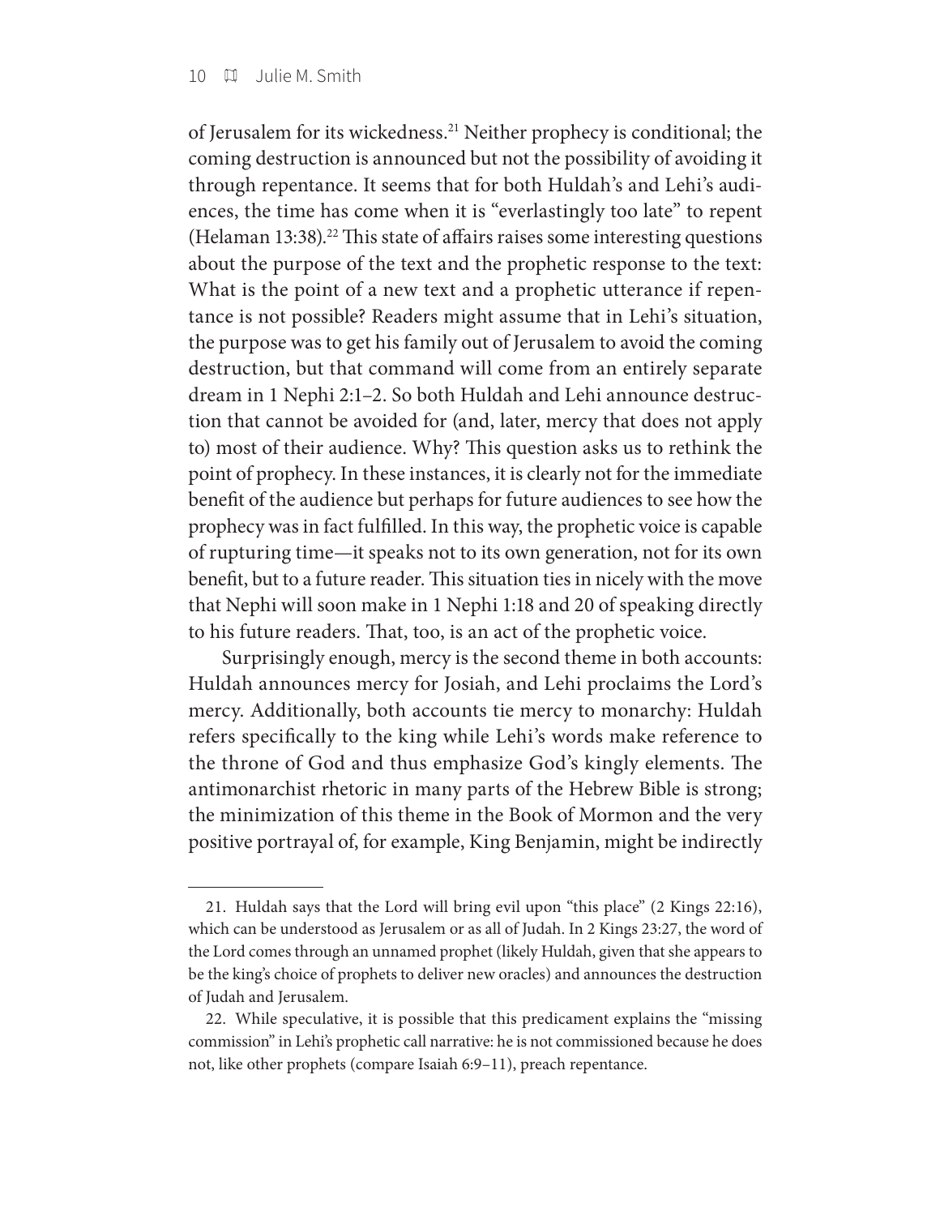of Jerusalem for its wickedness.[21] Neither prophecy is conditional; the coming destruction is announced but not the possibility of avoiding it through repentance. It seems that for both Huldah's and Lehi's audiences, the time has come when it is "everlastingly too late" to repent (Helaman 13:38).[22] This state of affairs raises some interesting questions about the purpose of the text and the prophetic response to the text: What is the point of a new text and a prophetic utterance if repentance is not possible? Readers might assume that in Lehi's situation, the purpose was to get his family out of Jerusalem to avoid the coming destruction, but that command will come from an entirely separate dream in 1 Nephi 2:1–2. So both Huldah and Lehi announce destruction that cannot be avoided for (and, later, mercy that does not apply to) most of their audience. Why? This question asks us to rethink the point of prophecy. In these instances, it is clearly not for the immediate benefit of the audience but perhaps for future audiences to see how the prophecy was in fact fulfilled. In this way, the prophetic voice is capable of rupturing time—it speaks not to its own generation, not for its own benefit, but to a future reader. This situation ties in nicely with the move that Nephi will soon make in 1 Nephi 1:18 and 20 of speaking directly to his future readers. That, too, is an act of the prophetic voice.

Surprisingly enough, mercy is the second theme in both accounts: Huldah announces mercy for Josiah, and Lehi proclaims the Lord's mercy. Additionally, both accounts tie mercy to monarchy: Huldah refers specifically to the king while Lehi's words make reference to the throne of God and thus emphasize God's kingly elements. The antimonarchist rhetoric in many parts of the Hebrew Bible is strong; the minimization of this theme in the Book of Mormon and the very positive portrayal of, for example, King Benjamin, might be indirectly

---

21. Huldah says that the Lord will bring evil upon "this place" (2 Kings 22:16), which can be understood as Jerusalem or as all of Judah. In 2 Kings 23:27, the word of the Lord comes through an unnamed prophet (likely Huldah, given that she appears to be the king's choice of prophets to deliver new oracles) and announces the destruction of Judah and Jerusalem.

22. While speculative, it is possible that this predicament explains the "missing commission" in Lehi's prophetic call narrative: he is not commissioned because he does not, like other prophets (compare Isaiah 6:9–11), preach repentance.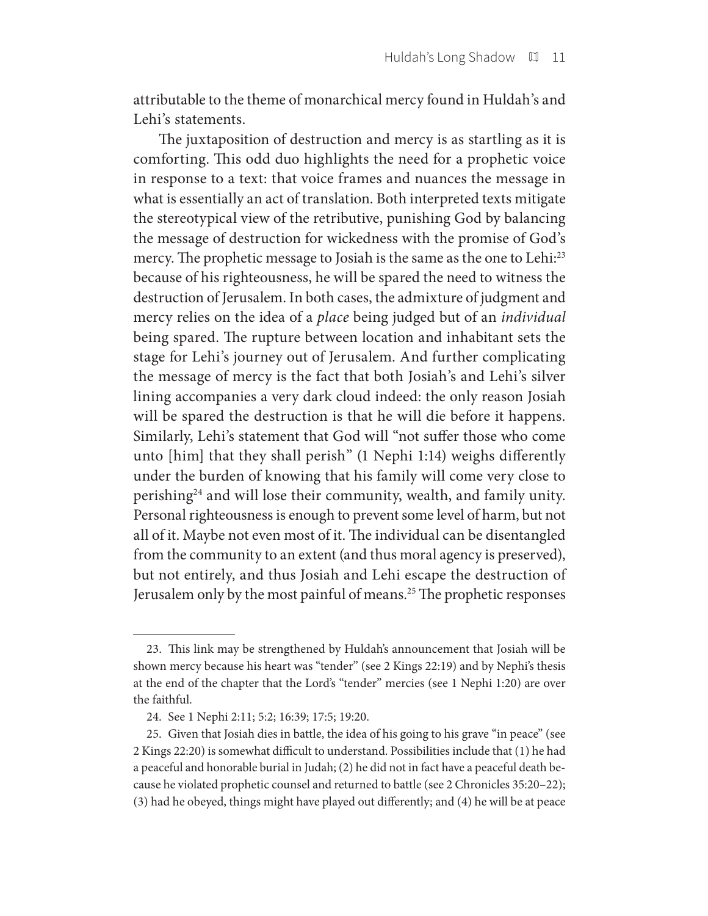attributable to the theme of monarchical mercy found in Huldah's and Lehi's statements.

The juxtaposition of destruction and mercy is as startling as it is comforting. This odd duo highlights the need for a prophetic voice in response to a text: that voice frames and nuances the message in what is essentially an act of translation. Both interpreted texts mitigate the stereotypical view of the retributive, punishing God by balancing the message of destruction for wickedness with the promise of God's mercy. The prophetic message to Josiah is the same as the one to Lehi:[23] because of his righteousness, he will be spared the need to witness the destruction of Jerusalem. In both cases, the admixture of judgment and mercy relies on the idea of a *place* being judged but of an *individual* being spared. The rupture between location and inhabitant sets the stage for Lehi's journey out of Jerusalem. And further complicating the message of mercy is the fact that both Josiah's and Lehi's silver lining accompanies a very dark cloud indeed: the only reason Josiah will be spared the destruction is that he will die before it happens. Similarly, Lehi's statement that God will "not suffer those who come unto [him] that they shall perish" (1 Nephi 1:14) weighs differently under the burden of knowing that his family will come very close to perishing[24] and will lose their community, wealth, and family unity. Personal righteousness is enough to prevent some level of harm, but not all of it. Maybe not even most of it. The individual can be disentangled from the community to an extent (and thus moral agency is preserved), but not entirely, and thus Josiah and Lehi escape the destruction of Jerusalem only by the most painful of means.[25] The prophetic responses

---

23. This link may be strengthened by Huldah's announcement that Josiah will be shown mercy because his heart was "tender" (see 2 Kings 22:19) and by Nephi's thesis at the end of the chapter that the Lord's "tender" mercies (see 1 Nephi 1:20) are over the faithful.

24. See 1 Nephi 2:11; 5:2; 16:39; 17:5; 19:20.

25. Given that Josiah dies in battle, the idea of his going to his grave "in peace" (see 2 Kings 22:20) is somewhat difficult to understand. Possibilities include that (1) he had a peaceful and honorable burial in Judah; (2) he did not in fact have a peaceful death because he violated prophetic counsel and returned to battle (see 2 Chronicles 35:20–22); (3) had he obeyed, things might have played out differently; and (4) he will be at peace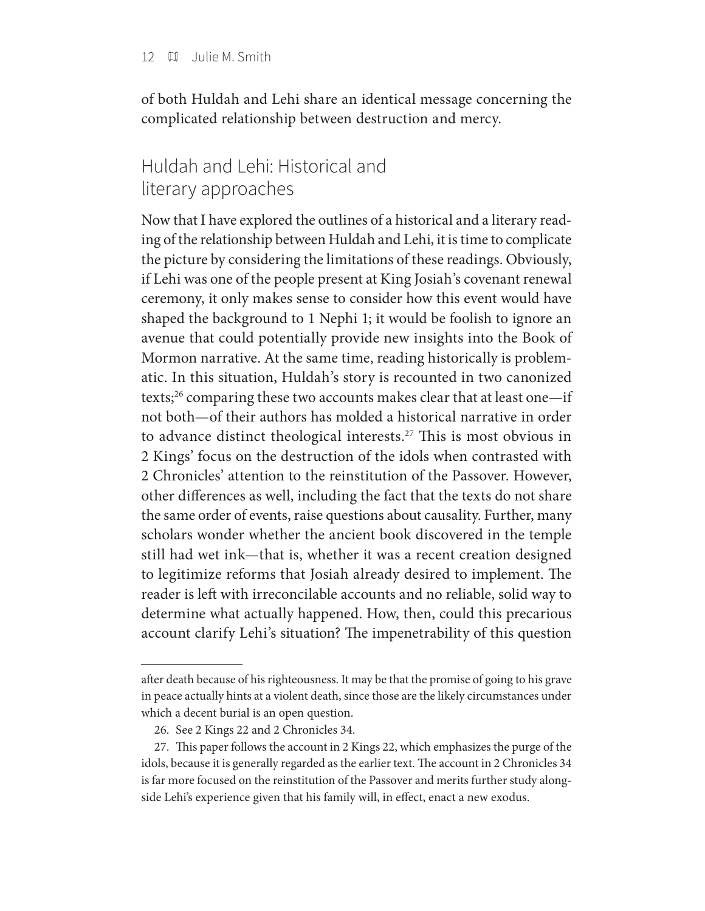of both Huldah and Lehi share an identical message concerning the complicated relationship between destruction and mercy.

## Huldah and Lehi: Historical and literary approaches

Now that I have explored the outlines of a historical and a literary reading of the relationship between Huldah and Lehi, it is time to complicate the picture by considering the limitations of these readings. Obviously, if Lehi was one of the people present at King Josiah's covenant renewal ceremony, it only makes sense to consider how this event would have shaped the background to 1 Nephi 1; it would be foolish to ignore an avenue that could potentially provide new insights into the Book of Mormon narrative. At the same time, reading historically is problematic. In this situation, Huldah's story is recounted in two canonized texts;[26] comparing these two accounts makes clear that at least one—if not both—of their authors has molded a historical narrative in order to advance distinct theological interests.[27] This is most obvious in 2 Kings' focus on the destruction of the idols when contrasted with 2 Chronicles' attention to the reinstitution of the Passover. However, other differences as well, including the fact that the texts do not share the same order of events, raise questions about causality. Further, many scholars wonder whether the ancient book discovered in the temple still had wet ink—that is, whether it was a recent creation designed to legitimize reforms that Josiah already desired to implement. The reader is left with irreconcilable accounts and no reliable, solid way to determine what actually happened. How, then, could this precarious account clarify Lehi's situation? The impenetrability of this question

---

after death because of his righteousness. It may be that the promise of going to his grave in peace actually hints at a violent death, since those are the likely circumstances under which a decent burial is an open question.

26. See 2 Kings 22 and 2 Chronicles 34.

27. This paper follows the account in 2 Kings 22, which emphasizes the purge of the idols, because it is generally regarded as the earlier text. The account in 2 Chronicles 34 is far more focused on the reinstitution of the Passover and merits further study alongside Lehi's experience given that his family will, in effect, enact a new exodus.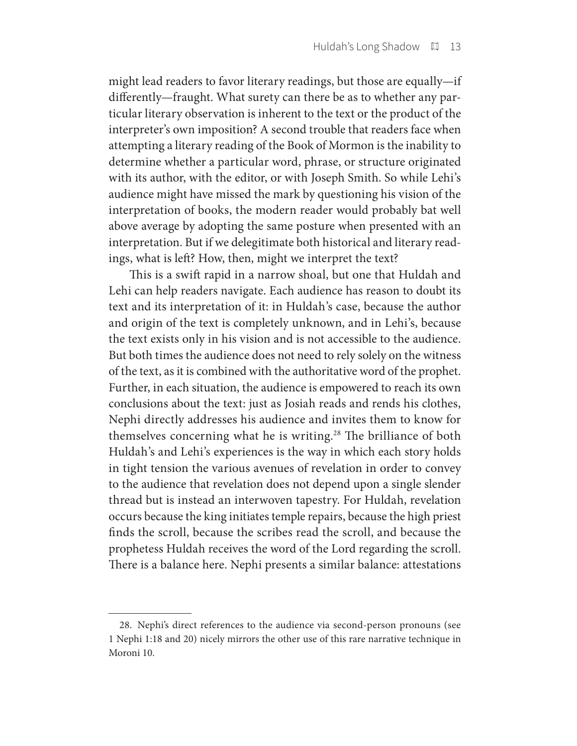might lead readers to favor literary readings, but those are equally—if differently—fraught. What surety can there be as to whether any particular literary observation is inherent to the text or the product of the interpreter's own imposition? A second trouble that readers face when attempting a literary reading of the Book of Mormon is the inability to determine whether a particular word, phrase, or structure originated with its author, with the editor, or with Joseph Smith. So while Lehi's audience might have missed the mark by questioning his vision of the interpretation of books, the modern reader would probably bat well above average by adopting the same posture when presented with an interpretation. But if we delegitimate both historical and literary readings, what is left? How, then, might we interpret the text?

This is a swift rapid in a narrow shoal, but one that Huldah and Lehi can help readers navigate. Each audience has reason to doubt its text and its interpretation of it: in Huldah's case, because the author and origin of the text is completely unknown, and in Lehi's, because the text exists only in his vision and is not accessible to the audience. But both times the audience does not need to rely solely on the witness of the text, as it is combined with the authoritative word of the prophet. Further, in each situation, the audience is empowered to reach its own conclusions about the text: just as Josiah reads and rends his clothes, Nephi directly addresses his audience and invites them to know for themselves concerning what he is writing.[28] The brilliance of both Huldah's and Lehi's experiences is the way in which each story holds in tight tension the various avenues of revelation in order to convey to the audience that revelation does not depend upon a single slender thread but is instead an interwoven tapestry. For Huldah, revelation occurs because the king initiates temple repairs, because the high priest finds the scroll, because the scribes read the scroll, and because the prophetess Huldah receives the word of the Lord regarding the scroll. There is a balance here. Nephi presents a similar balance: attestations

---

28. Nephi's direct references to the audience via second-person pronouns (see 1 Nephi 1:18 and 20) nicely mirrors the other use of this rare narrative technique in Moroni 10.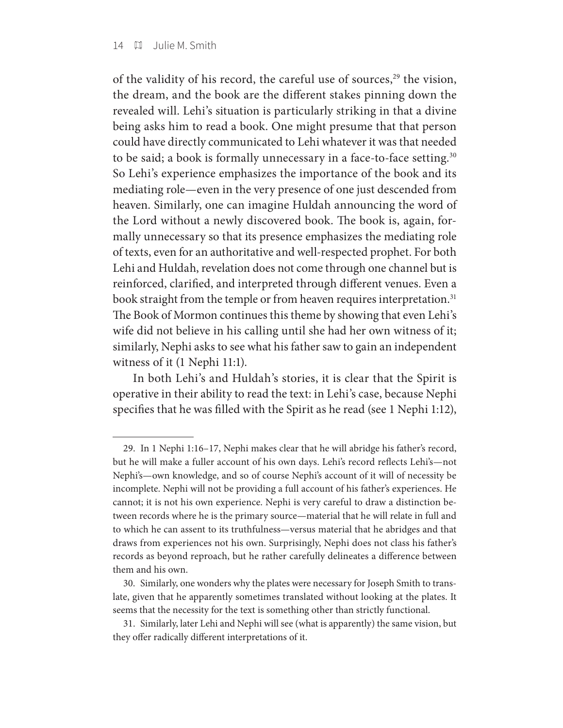of the validity of his record, the careful use of sources,[29] the vision, the dream, and the book are the different stakes pinning down the revealed will. Lehi's situation is particularly striking in that a divine being asks him to read a book. One might presume that that person could have directly communicated to Lehi whatever it was that needed to be said; a book is formally unnecessary in a face-to-face setting.[30] So Lehi's experience emphasizes the importance of the book and its mediating role—even in the very presence of one just descended from heaven. Similarly, one can imagine Huldah announcing the word of the Lord without a newly discovered book. The book is, again, formally unnecessary so that its presence emphasizes the mediating role of texts, even for an authoritative and well-respected prophet. For both Lehi and Huldah, revelation does not come through one channel but is reinforced, clarified, and interpreted through different venues. Even a book straight from the temple or from heaven requires interpretation.[31] The Book of Mormon continues this theme by showing that even Lehi's wife did not believe in his calling until she had her own witness of it; similarly, Nephi asks to see what his father saw to gain an independent witness of it (1 Nephi 11:1).

In both Lehi's and Huldah's stories, it is clear that the Spirit is operative in their ability to read the text: in Lehi's case, because Nephi specifies that he was filled with the Spirit as he read (see 1 Nephi 1:12),

---

29. In 1 Nephi 1:16–17, Nephi makes clear that he will abridge his father's record, but he will make a fuller account of his own days. Lehi's record reflects Lehi's—not Nephi's—own knowledge, and so of course Nephi's account of it will of necessity be incomplete. Nephi will not be providing a full account of his father's experiences. He cannot; it is not his own experience. Nephi is very careful to draw a distinction between records where he is the primary source—material that he will relate in full and to which he can assent to its truthfulness—versus material that he abridges and that draws from experiences not his own. Surprisingly, Nephi does not class his father's records as beyond reproach, but he rather carefully delineates a difference between them and his own.

30. Similarly, one wonders why the plates were necessary for Joseph Smith to translate, given that he apparently sometimes translated without looking at the plates. It seems that the necessity for the text is something other than strictly functional.

31. Similarly, later Lehi and Nephi will see (what is apparently) the same vision, but they offer radically different interpretations of it.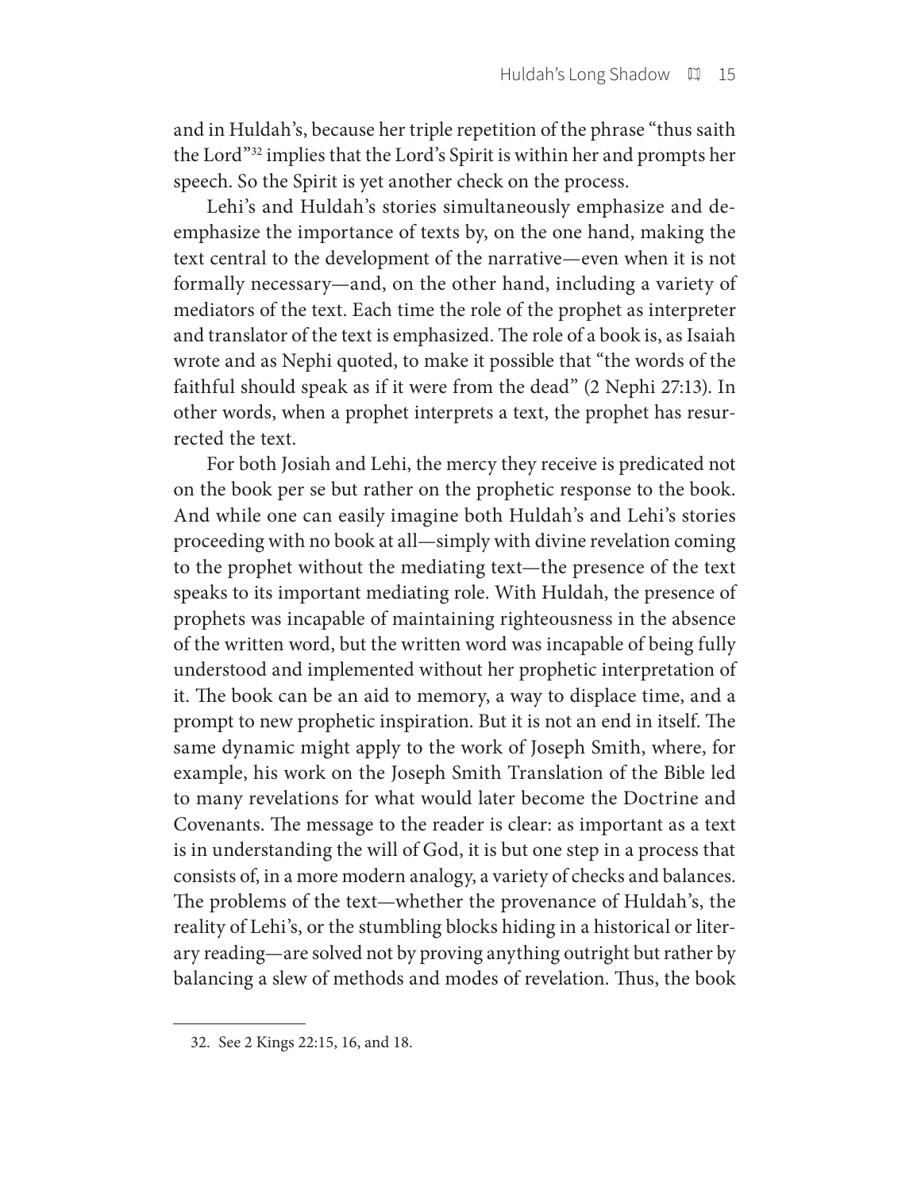and in Huldah's, because her triple repetition of the phrase "thus saith the Lord"[32] implies that the Lord's Spirit is within her and prompts her speech. So the Spirit is yet another check on the process.

Lehi's and Huldah's stories simultaneously emphasize and deemphasize the importance of texts by, on the one hand, making the text central to the development of the narrative—even when it is not formally necessary—and, on the other hand, including a variety of mediators of the text. Each time the role of the prophet as interpreter and translator of the text is emphasized. The role of a book is, as Isaiah wrote and as Nephi quoted, to make it possible that "the words of the faithful should speak as if it were from the dead" (2 Nephi 27:13). In other words, when a prophet interprets a text, the prophet has resurrected the text.

For both Josiah and Lehi, the mercy they receive is predicated not on the book per se but rather on the prophetic response to the book. And while one can easily imagine both Huldah's and Lehi's stories proceeding with no book at all—simply with divine revelation coming to the prophet without the mediating text—the presence of the text speaks to its important mediating role. With Huldah, the presence of prophets was incapable of maintaining righteousness in the absence of the written word, but the written word was incapable of being fully understood and implemented without her prophetic interpretation of it. The book can be an aid to memory, a way to displace time, and a prompt to new prophetic inspiration. But it is not an end in itself. The same dynamic might apply to the work of Joseph Smith, where, for example, his work on the Joseph Smith Translation of the Bible led to many revelations for what would later become the Doctrine and Covenants. The message to the reader is clear: as important as a text is in understanding the will of God, it is but one step in a process that consists of, in a more modern analogy, a variety of checks and balances. The problems of the text—whether the provenance of Huldah's, the reality of Lehi's, or the stumbling blocks hiding in a historical or literary reading—are solved not by proving anything outright but rather by balancing a slew of methods and modes of revelation. Thus, the book

32. See 2 Kings 22:15, 16, and 18.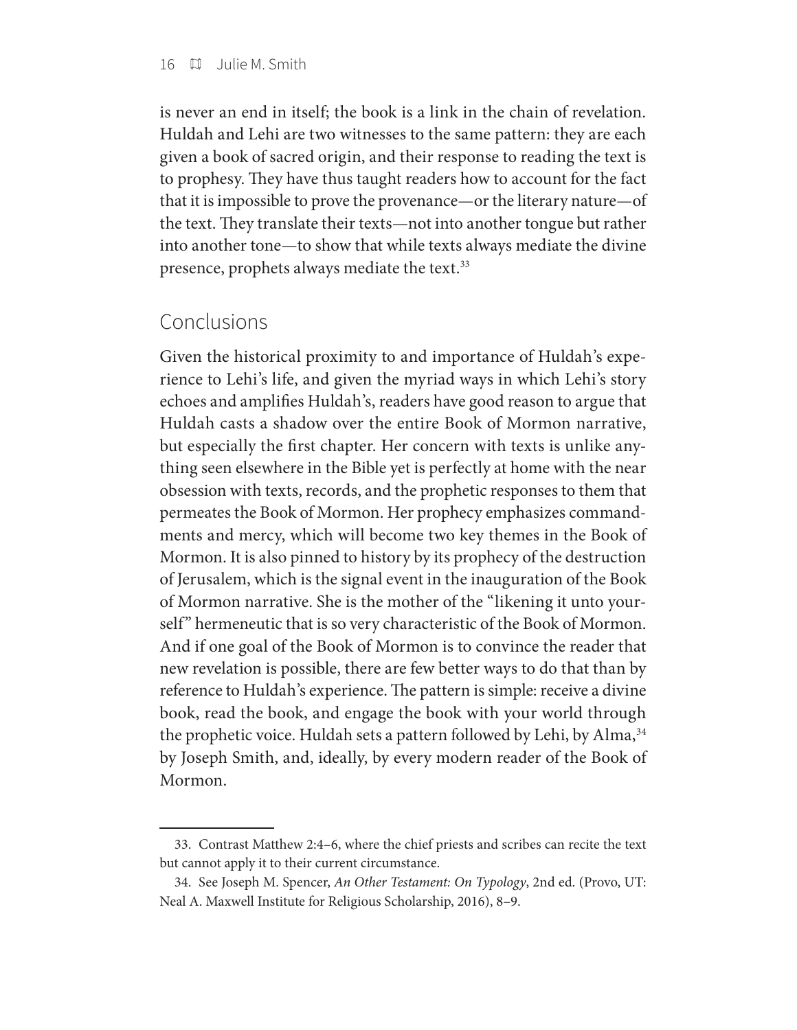is never an end in itself; the book is a link in the chain of revelation. Huldah and Lehi are two witnesses to the same pattern: they are each given a book of sacred origin, and their response to reading the text is to prophesy. They have thus taught readers how to account for the fact that it is impossible to prove the provenance—or the literary nature—of the text. They translate their texts—not into another tongue but rather into another tone—to show that while texts always mediate the divine presence, prophets always mediate the text.[33]

## Conclusions

Given the historical proximity to and importance of Huldah's experience to Lehi's life, and given the myriad ways in which Lehi's story echoes and amplifies Huldah's, readers have good reason to argue that Huldah casts a shadow over the entire Book of Mormon narrative, but especially the first chapter. Her concern with texts is unlike anything seen elsewhere in the Bible yet is perfectly at home with the near obsession with texts, records, and the prophetic responses to them that permeates the Book of Mormon. Her prophecy emphasizes commandments and mercy, which will become two key themes in the Book of Mormon. It is also pinned to history by its prophecy of the destruction of Jerusalem, which is the signal event in the inauguration of the Book of Mormon narrative. She is the mother of the "likening it unto yourself" hermeneutic that is so very characteristic of the Book of Mormon. And if one goal of the Book of Mormon is to convince the reader that new revelation is possible, there are few better ways to do that than by reference to Huldah's experience. The pattern is simple: receive a divine book, read the book, and engage the book with your world through the prophetic voice. Huldah sets a pattern followed by Lehi, by Alma,[34] by Joseph Smith, and, ideally, by every modern reader of the Book of Mormon.

---

33. Contrast Matthew 2:4–6, where the chief priests and scribes can recite the text but cannot apply it to their current circumstance.

34. See Joseph M. Spencer, *An Other Testament: On Typology*, 2nd ed. (Provo, UT: Neal A. Maxwell Institute for Religious Scholarship, 2016), 8–9.